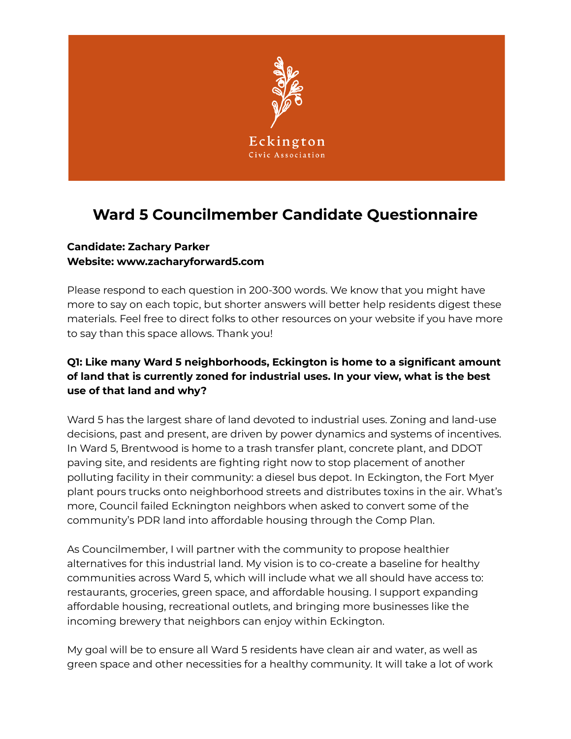Eckington
Civic Association

# Ward 5 Councilmember Candidate Questionnaire

**Candidate: Zachary Parker**
**Website: www.zacharyforward5.com**

Please respond to each question in 200-300 words. We know that you might have more to say on each topic, but shorter answers will better help residents digest these materials. Feel free to direct folks to other resources on your website if you have more to say than this space allows. Thank you!

**Q1: Like many Ward 5 neighborhoods, Eckington is home to a significant amount of land that is currently zoned for industrial uses. In your view, what is the best use of that land and why?**

Ward 5 has the largest share of land devoted to industrial uses. Zoning and land-use decisions, past and present, are driven by power dynamics and systems of incentives. In Ward 5, Brentwood is home to a trash transfer plant, concrete plant, and DDOT paving site, and residents are fighting right now to stop placement of another polluting facility in their community: a diesel bus depot. In Eckington, the Fort Myer plant pours trucks onto neighborhood streets and distributes toxins in the air. What's more, Council failed Ecknington neighbors when asked to convert some of the community's PDR land into affordable housing through the Comp Plan.

As Councilmember, I will partner with the community to propose healthier alternatives for this industrial land. My vision is to co-create a baseline for healthy communities across Ward 5, which will include what we all should have access to: restaurants, groceries, green space, and affordable housing. I support expanding affordable housing, recreational outlets, and bringing more businesses like the incoming brewery that neighbors can enjoy within Eckington.

My goal will be to ensure all Ward 5 residents have clean air and water, as well as green space and other necessities for a healthy community. It will take a lot of work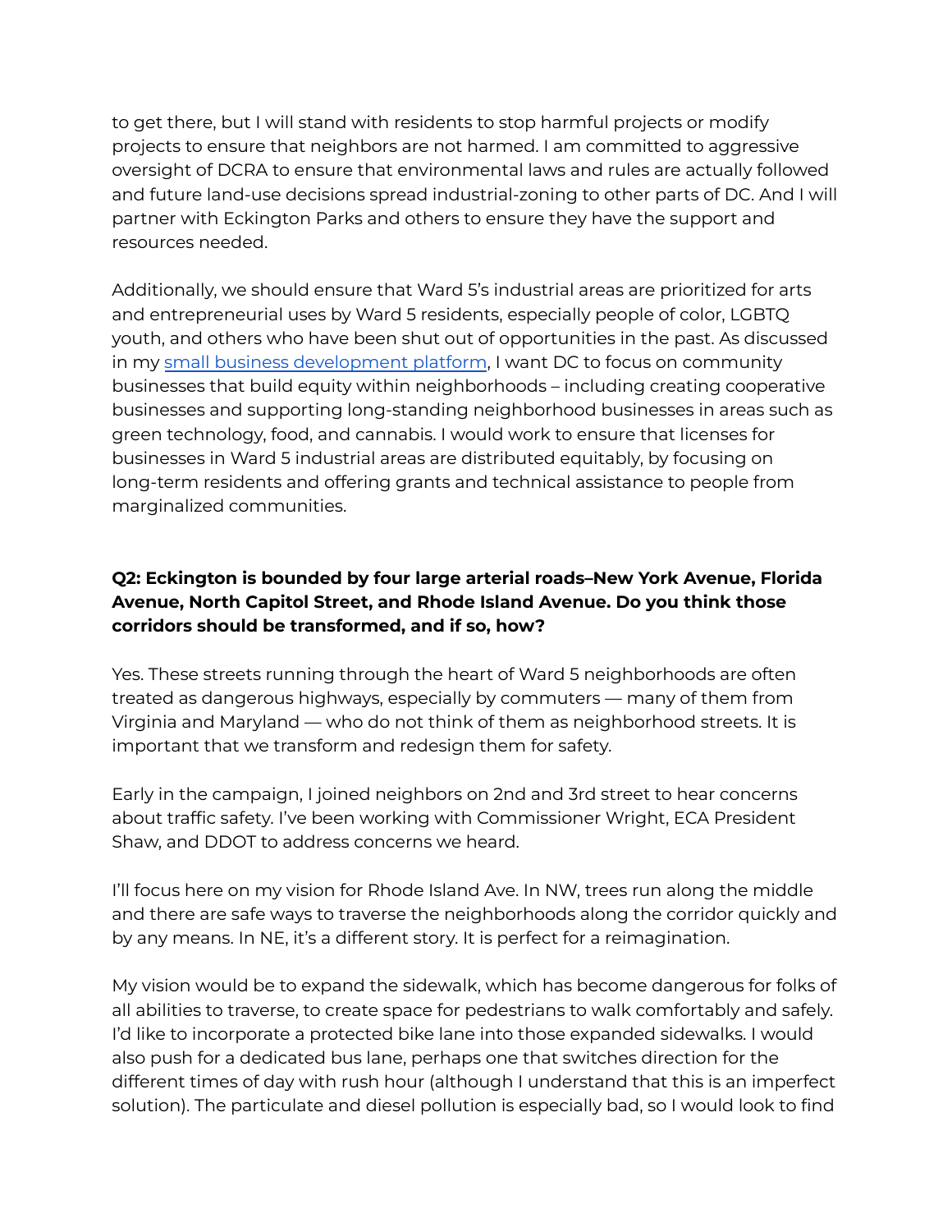to get there, but I will stand with residents to stop harmful projects or modify projects to ensure that neighbors are not harmed. I am committed to aggressive oversight of DCRA to ensure that environmental laws and rules are actually followed and future land-use decisions spread industrial-zoning to other parts of DC. And I will partner with Eckington Parks and others to ensure they have the support and resources needed.

Additionally, we should ensure that Ward 5's industrial areas are prioritized for arts and entrepreneurial uses by Ward 5 residents, especially people of color, LGBTQ youth, and others who have been shut out of opportunities in the past. As discussed in my [small business development platform](), I want DC to focus on community businesses that build equity within neighborhoods – including creating cooperative businesses and supporting long-standing neighborhood businesses in areas such as green technology, food, and cannabis. I would work to ensure that licenses for businesses in Ward 5 industrial areas are distributed equitably, by focusing on long-term residents and offering grants and technical assistance to people from marginalized communities.

**Q2: Eckington is bounded by four large arterial roads–New York Avenue, Florida Avenue, North Capitol Street, and Rhode Island Avenue. Do you think those corridors should be transformed, and if so, how?**

Yes. These streets running through the heart of Ward 5 neighborhoods are often treated as dangerous highways, especially by commuters — many of them from Virginia and Maryland — who do not think of them as neighborhood streets. It is important that we transform and redesign them for safety.

Early in the campaign, I joined neighbors on 2nd and 3rd street to hear concerns about traffic safety. I've been working with Commissioner Wright, ECA President Shaw, and DDOT to address concerns we heard.

I'll focus here on my vision for Rhode Island Ave. In NW, trees run along the middle and there are safe ways to traverse the neighborhoods along the corridor quickly and by any means. In NE, it's a different story. It is perfect for a reimagination.

My vision would be to expand the sidewalk, which has become dangerous for folks of all abilities to traverse, to create space for pedestrians to walk comfortably and safely. I'd like to incorporate a protected bike lane into those expanded sidewalks. I would also push for a dedicated bus lane, perhaps one that switches direction for the different times of day with rush hour (although I understand that this is an imperfect solution). The particulate and diesel pollution is especially bad, so I would look to find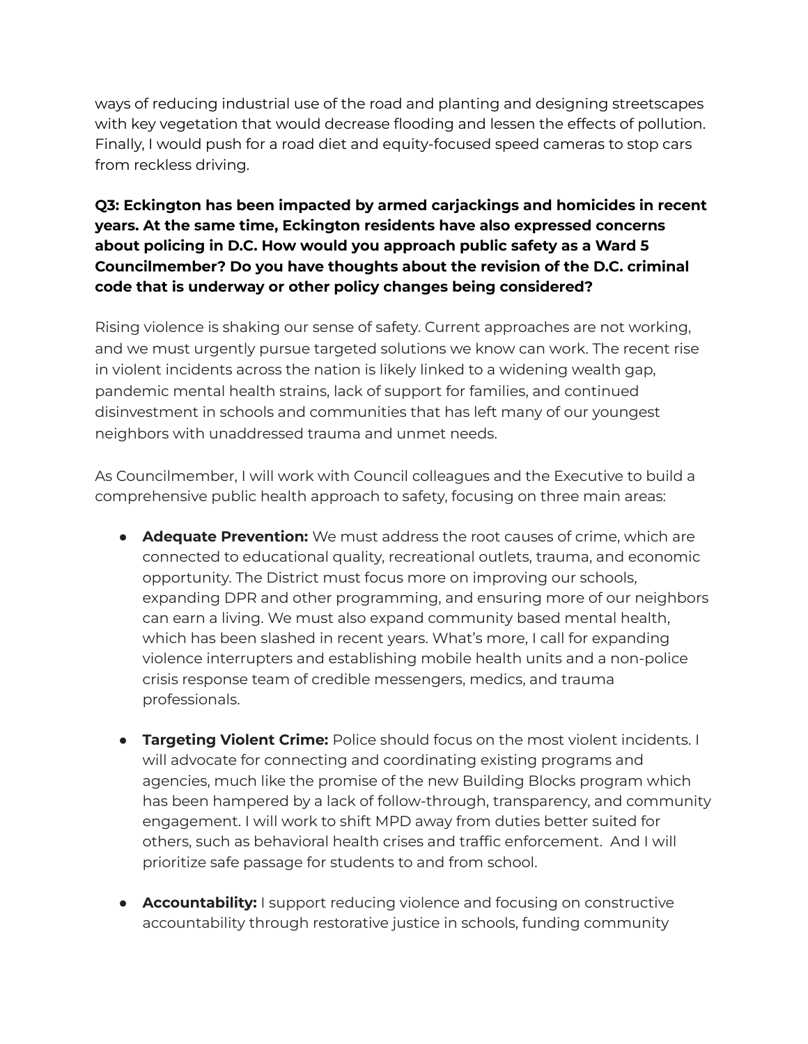ways of reducing industrial use of the road and planting and designing streetscapes with key vegetation that would decrease flooding and lessen the effects of pollution. Finally, I would push for a road diet and equity-focused speed cameras to stop cars from reckless driving.

**Q3: Eckington has been impacted by armed carjackings and homicides in recent years. At the same time, Eckington residents have also expressed concerns about policing in D.C. How would you approach public safety as a Ward 5 Councilmember? Do you have thoughts about the revision of the D.C. criminal code that is underway or other policy changes being considered?**

Rising violence is shaking our sense of safety. Current approaches are not working, and we must urgently pursue targeted solutions we know can work. The recent rise in violent incidents across the nation is likely linked to a widening wealth gap, pandemic mental health strains, lack of support for families, and continued disinvestment in schools and communities that has left many of our youngest neighbors with unaddressed trauma and unmet needs.

As Councilmember, I will work with Council colleagues and the Executive to build a comprehensive public health approach to safety, focusing on three main areas:

- **Adequate Prevention:** We must address the root causes of crime, which are connected to educational quality, recreational outlets, trauma, and economic opportunity. The District must focus more on improving our schools, expanding DPR and other programming, and ensuring more of our neighbors can earn a living. We must also expand community based mental health, which has been slashed in recent years. What's more, I call for expanding violence interrupters and establishing mobile health units and a non-police crisis response team of credible messengers, medics, and trauma professionals.

- **Targeting Violent Crime:** Police should focus on the most violent incidents. I will advocate for connecting and coordinating existing programs and agencies, much like the promise of the new Building Blocks program which has been hampered by a lack of follow-through, transparency, and community engagement. I will work to shift MPD away from duties better suited for others, such as behavioral health crises and traffic enforcement. And I will prioritize safe passage for students to and from school.

- **Accountability:** I support reducing violence and focusing on constructive accountability through restorative justice in schools, funding community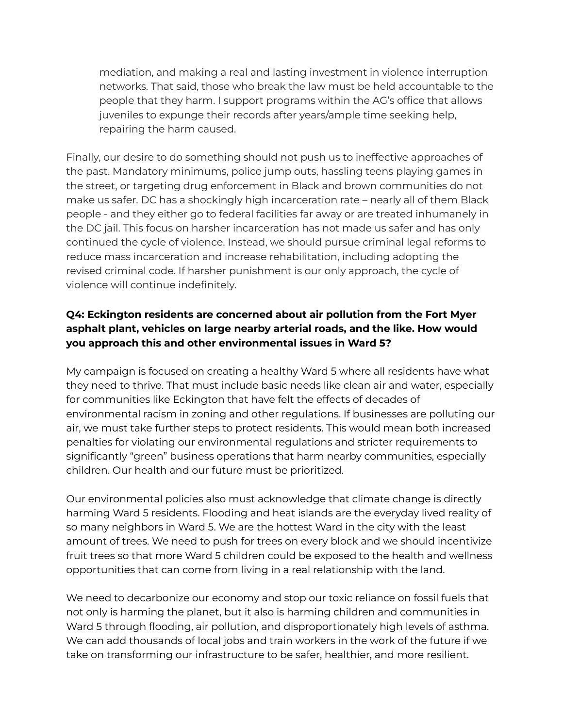> mediation, and making a real and lasting investment in violence interruption networks. That said, those who break the law must be held accountable to the people that they harm. I support programs within the AG's office that allows juveniles to expunge their records after years/ample time seeking help, repairing the harm caused.

Finally, our desire to do something should not push us to ineffective approaches of the past. Mandatory minimums, police jump outs, hassling teens playing games in the street, or targeting drug enforcement in Black and brown communities do not make us safer. DC has a shockingly high incarceration rate – nearly all of them Black people - and they either go to federal facilities far away or are treated inhumanely in the DC jail. This focus on harsher incarceration has not made us safer and has only continued the cycle of violence. Instead, we should pursue criminal legal reforms to reduce mass incarceration and increase rehabilitation, including adopting the revised criminal code. If harsher punishment is our only approach, the cycle of violence will continue indefinitely.

**Q4: Eckington residents are concerned about air pollution from the Fort Myer asphalt plant, vehicles on large nearby arterial roads, and the like. How would you approach this and other environmental issues in Ward 5?**

My campaign is focused on creating a healthy Ward 5 where all residents have what they need to thrive. That must include basic needs like clean air and water, especially for communities like Eckington that have felt the effects of decades of environmental racism in zoning and other regulations. If businesses are polluting our air, we must take further steps to protect residents. This would mean both increased penalties for violating our environmental regulations and stricter requirements to significantly "green" business operations that harm nearby communities, especially children. Our health and our future must be prioritized.

Our environmental policies also must acknowledge that climate change is directly harming Ward 5 residents. Flooding and heat islands are the everyday lived reality of so many neighbors in Ward 5. We are the hottest Ward in the city with the least amount of trees. We need to push for trees on every block and we should incentivize fruit trees so that more Ward 5 children could be exposed to the health and wellness opportunities that can come from living in a real relationship with the land.

We need to decarbonize our economy and stop our toxic reliance on fossil fuels that not only is harming the planet, but it also is harming children and communities in Ward 5 through flooding, air pollution, and disproportionately high levels of asthma. We can add thousands of local jobs and train workers in the work of the future if we take on transforming our infrastructure to be safer, healthier, and more resilient.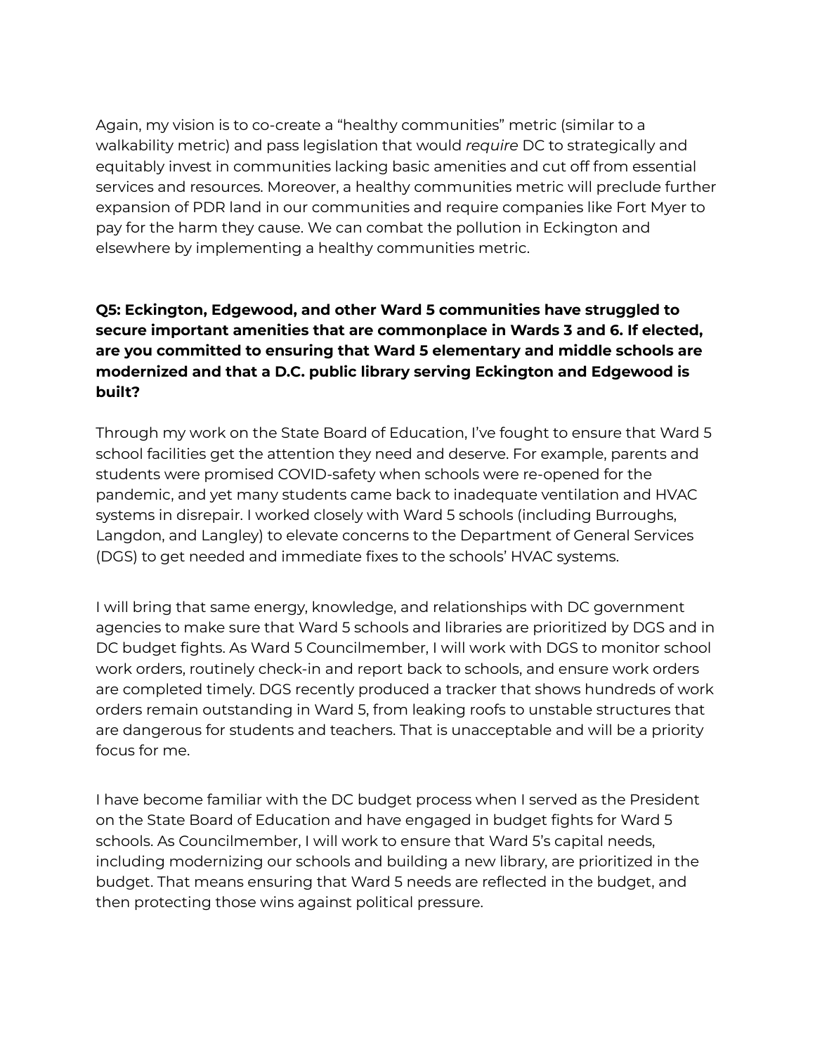Again, my vision is to co-create a "healthy communities" metric (similar to a walkability metric) and pass legislation that would *require* DC to strategically and equitably invest in communities lacking basic amenities and cut off from essential services and resources. Moreover, a healthy communities metric will preclude further expansion of PDR land in our communities and require companies like Fort Myer to pay for the harm they cause. We can combat the pollution in Eckington and elsewhere by implementing a healthy communities metric.

**Q5: Eckington, Edgewood, and other Ward 5 communities have struggled to secure important amenities that are commonplace in Wards 3 and 6. If elected, are you committed to ensuring that Ward 5 elementary and middle schools are modernized and that a D.C. public library serving Eckington and Edgewood is built?**

Through my work on the State Board of Education, I've fought to ensure that Ward 5 school facilities get the attention they need and deserve. For example, parents and students were promised COVID-safety when schools were re-opened for the pandemic, and yet many students came back to inadequate ventilation and HVAC systems in disrepair. I worked closely with Ward 5 schools (including Burroughs, Langdon, and Langley) to elevate concerns to the Department of General Services (DGS) to get needed and immediate fixes to the schools' HVAC systems.

I will bring that same energy, knowledge, and relationships with DC government agencies to make sure that Ward 5 schools and libraries are prioritized by DGS and in DC budget fights. As Ward 5 Councilmember, I will work with DGS to monitor school work orders, routinely check-in and report back to schools, and ensure work orders are completed timely. DGS recently produced a tracker that shows hundreds of work orders remain outstanding in Ward 5, from leaking roofs to unstable structures that are dangerous for students and teachers. That is unacceptable and will be a priority focus for me.

I have become familiar with the DC budget process when I served as the President on the State Board of Education and have engaged in budget fights for Ward 5 schools. As Councilmember, I will work to ensure that Ward 5's capital needs, including modernizing our schools and building a new library, are prioritized in the budget. That means ensuring that Ward 5 needs are reflected in the budget, and then protecting those wins against political pressure.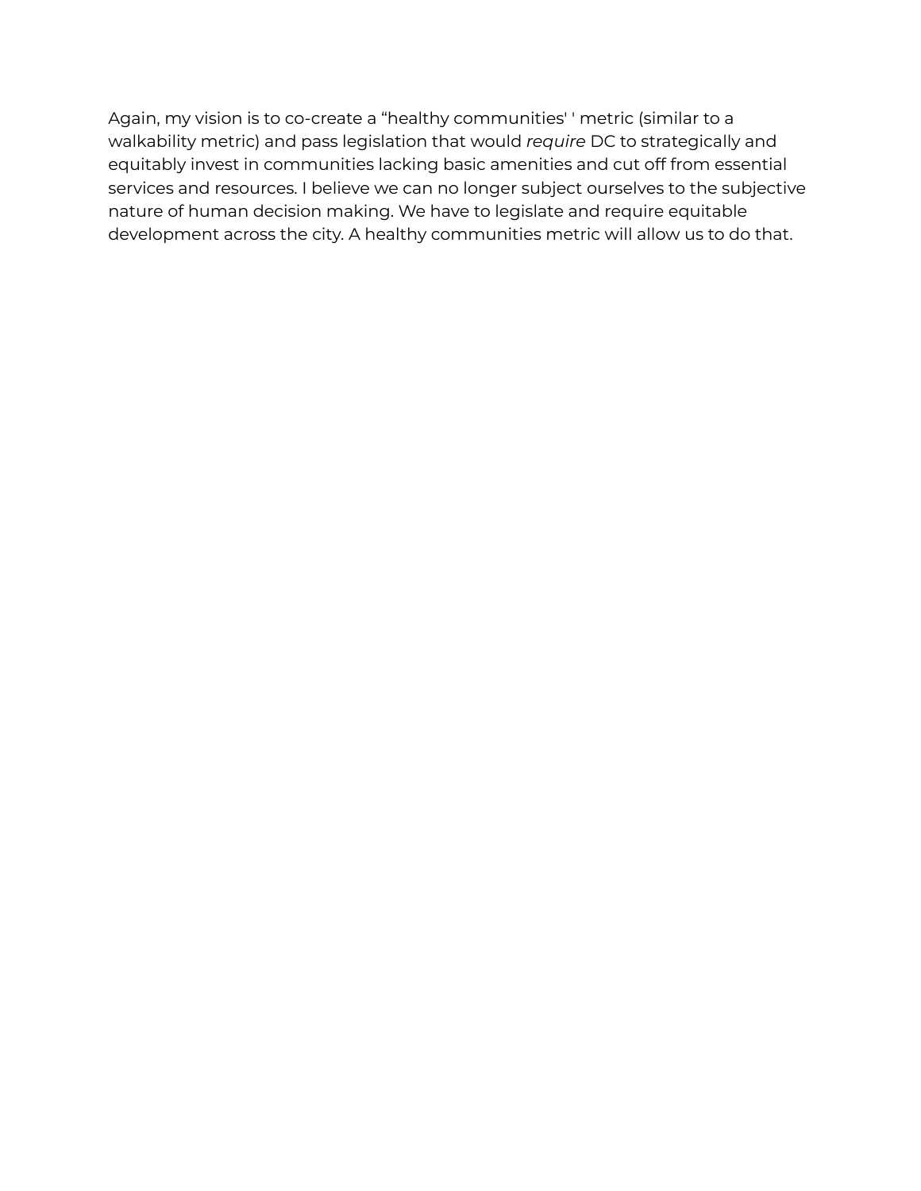Again, my vision is to co-create a "healthy communities' ' metric (similar to a walkability metric) and pass legislation that would *require* DC to strategically and equitably invest in communities lacking basic amenities and cut off from essential services and resources. I believe we can no longer subject ourselves to the subjective nature of human decision making. We have to legislate and require equitable development across the city. A healthy communities metric will allow us to do that.